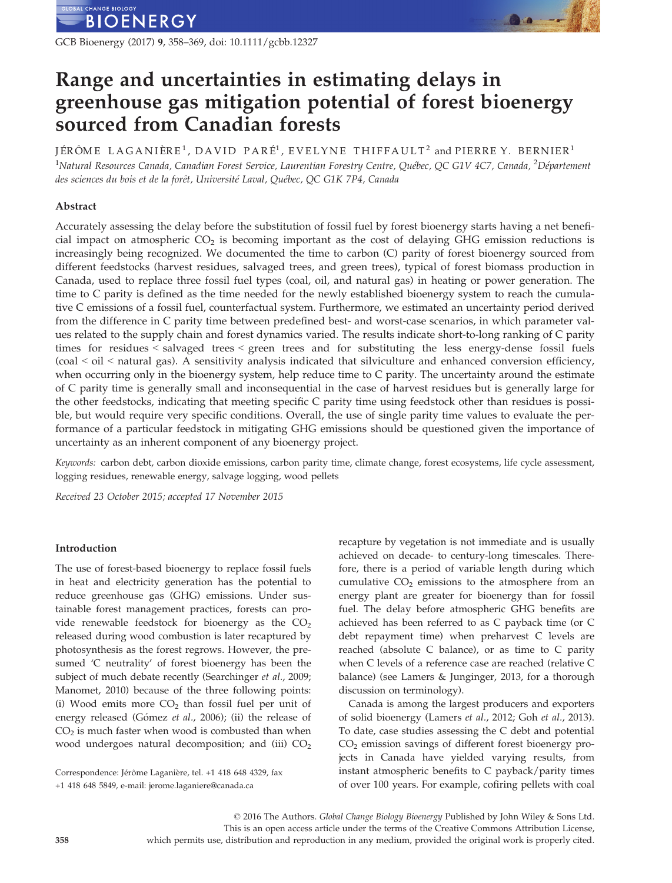# Range and uncertainties in estimating delays in greenhouse gas mitigation potential of forest bioenergy sourced from Canadian forests

JÉRÔME LAGANIÈRE[1], DAVID PARÉ[1], EVELYNE THIFFAULT[2] and PIERRE Y. BERNIER[1]

[1]*Natural Resources Canada, Canadian Forest Service, Laurentian Forestry Centre, Québec, QC G1V 4C7, Canada,* [2]*Département des sciences du bois et de la forêt, Université Laval, Québec, QC G1K 7P4, Canada*

## Abstract

Accurately assessing the delay before the substitution of fossil fuel by forest bioenergy starts having a net beneficial impact on atmospheric $CO_2$ is becoming important as the cost of delaying GHG emission reductions is increasingly being recognized. We documented the time to carbon (C) parity of forest bioenergy sourced from different feedstocks (harvest residues, salvaged trees, and green trees), typical of forest biomass production in Canada, used to replace three fossil fuel types (coal, oil, and natural gas) in heating or power generation. The time to C parity is defined as the time needed for the newly established bioenergy system to reach the cumulative C emissions of a fossil fuel, counterfactual system. Furthermore, we estimated an uncertainty period derived from the difference in C parity time between predefined best- and worst-case scenarios, in which parameter values related to the supply chain and forest dynamics varied. The results indicate short-to-long ranking of C parity times for residues < salvaged trees < green trees and for substituting the less energy-dense fossil fuels (coal < oil < natural gas). A sensitivity analysis indicated that silviculture and enhanced conversion efficiency, when occurring only in the bioenergy system, help reduce time to C parity. The uncertainty around the estimate of C parity time is generally small and inconsequential in the case of harvest residues but is generally large for the other feedstocks, indicating that meeting specific C parity time using feedstock other than residues is possible, but would require very specific conditions. Overall, the use of single parity time values to evaluate the performance of a particular feedstock in mitigating GHG emissions should be questioned given the importance of uncertainty as an inherent component of any bioenergy project.

*Keywords:* carbon debt, carbon dioxide emissions, carbon parity time, climate change, forest ecosystems, life cycle assessment, logging residues, renewable energy, salvage logging, wood pellets

*Received 23 October 2015; accepted 17 November 2015*

## Introduction

The use of forest-based bioenergy to replace fossil fuels in heat and electricity generation has the potential to reduce greenhouse gas (GHG) emissions. Under sustainable forest management practices, forests can provide renewable feedstock for bioenergy as the $CO_2$ released during wood combustion is later recaptured by photosynthesis as the forest regrows. However, the presumed 'C neutrality' of forest bioenergy has been the subject of much debate recently (Searchinger *et al.*, 2009; Manomet, 2010) because of the three following points: (i) Wood emits more $CO_2$ than fossil fuel per unit of energy released (Gómez *et al.*, 2006); (ii) the release of $CO_2$ is much faster when wood is combusted than when wood undergoes natural decomposition; and (iii) $CO_2$ recapture by vegetation is not immediate and is usually achieved on decade- to century-long timescales. Therefore, there is a period of variable length during which cumulative $CO_2$ emissions to the atmosphere from an energy plant are greater for bioenergy than for fossil fuel. The delay before atmospheric GHG benefits are achieved has been referred to as C payback time (or C debt repayment time) when preharvest C levels are reached (absolute C balance), or as time to C parity when C levels of a reference case are reached (relative C balance) (see Lamers & Junginger, 2013, for a thorough discussion on terminology).

Canada is among the largest producers and exporters of solid bioenergy (Lamers *et al.*, 2012; Goh *et al.*, 2013). To date, case studies assessing the C debt and potential $CO_2$ emission savings of different forest bioenergy projects in Canada have yielded varying results, from instant atmospheric benefits to C payback/parity times of over 100 years. For example, cofiring pellets with coal

Correspondence: Jérôme Laganière, tel. +1 418 648 4329, fax +1 418 648 5849, e-mail: jerome.laganiere@canada.ca

© 2016 The Authors. *Global Change Biology Bioenergy* Published by John Wiley & Sons Ltd. This is an open access article under the terms of the Creative Commons Attribution License, which permits use, distribution and reproduction in any medium, provided the original work is properly cited.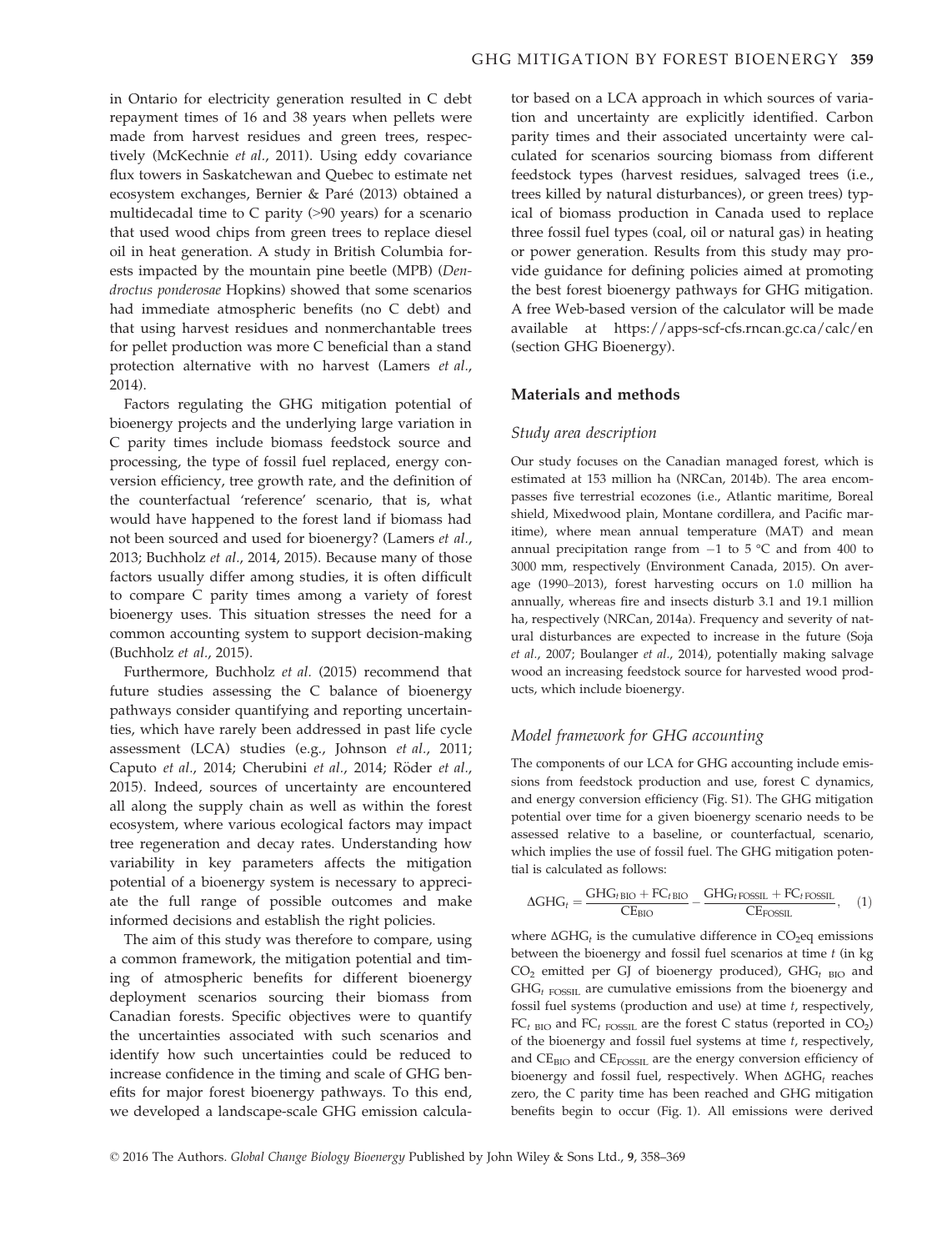in Ontario for electricity generation resulted in C debt repayment times of 16 and 38 years when pellets were made from harvest residues and green trees, respectively (McKechnie *et al.*, 2011). Using eddy covariance flux towers in Saskatchewan and Quebec to estimate net ecosystem exchanges, Bernier & Paré (2013) obtained a multidecadal time to C parity (>90 years) for a scenario that used wood chips from green trees to replace diesel oil in heat generation. A study in British Columbia forests impacted by the mountain pine beetle (MPB) (*Dendroctus ponderosae* Hopkins) showed that some scenarios had immediate atmospheric benefits (no C debt) and that using harvest residues and nonmerchantable trees for pellet production was more C beneficial than a stand protection alternative with no harvest (Lamers *et al.*, 2014).

Factors regulating the GHG mitigation potential of bioenergy projects and the underlying large variation in C parity times include biomass feedstock source and processing, the type of fossil fuel replaced, energy conversion efficiency, tree growth rate, and the definition of the counterfactual 'reference' scenario, that is, what would have happened to the forest land if biomass had not been sourced and used for bioenergy? (Lamers *et al.*, 2013; Buchholz *et al.*, 2014, 2015). Because many of those factors usually differ among studies, it is often difficult to compare C parity times among a variety of forest bioenergy uses. This situation stresses the need for a common accounting system to support decision-making (Buchholz *et al.*, 2015).

Furthermore, Buchholz *et al.* (2015) recommend that future studies assessing the C balance of bioenergy pathways consider quantifying and reporting uncertainties, which have rarely been addressed in past life cycle assessment (LCA) studies (e.g., Johnson *et al.*, 2011; Caputo *et al.*, 2014; Cherubini *et al.*, 2014; Röder *et al.*, 2015). Indeed, sources of uncertainty are encountered all along the supply chain as well as within the forest ecosystem, where various ecological factors may impact tree regeneration and decay rates. Understanding how variability in key parameters affects the mitigation potential of a bioenergy system is necessary to appreciate the full range of possible outcomes and make informed decisions and establish the right policies.

The aim of this study was therefore to compare, using a common framework, the mitigation potential and timing of atmospheric benefits for different bioenergy deployment scenarios sourcing their biomass from Canadian forests. Specific objectives were to quantify the uncertainties associated with such scenarios and identify how such uncertainties could be reduced to increase confidence in the timing and scale of GHG benefits for major forest bioenergy pathways. To this end, we developed a landscape-scale GHG emission calculator based on a LCA approach in which sources of variation and uncertainty are explicitly identified. Carbon parity times and their associated uncertainty were calculated for scenarios sourcing biomass from different feedstock types (harvest residues, salvaged trees (i.e., trees killed by natural disturbances), or green trees) typical of biomass production in Canada used to replace three fossil fuel types (coal, oil or natural gas) in heating or power generation. Results from this study may provide guidance for defining policies aimed at promoting the best forest bioenergy pathways for GHG mitigation. A free Web-based version of the calculator will be made available at https://apps-scf-cfs.rncan.gc.ca/calc/en (section GHG Bioenergy).

## Materials and methods

### Study area description

Our study focuses on the Canadian managed forest, which is estimated at 153 million ha (NRCan, 2014b). The area encompasses five terrestrial ecozones (i.e., Atlantic maritime, Boreal shield, Mixedwood plain, Montane cordillera, and Pacific maritime), where mean annual temperature (MAT) and mean annual precipitation range from −1 to 5 °C and from 400 to 3000 mm, respectively (Environment Canada, 2015). On average (1990–2013), forest harvesting occurs on 1.0 million ha annually, whereas fire and insects disturb 3.1 and 19.1 million ha, respectively (NRCan, 2014a). Frequency and severity of natural disturbances are expected to increase in the future (Soja *et al.*, 2007; Boulanger *et al.*, 2014), potentially making salvage wood an increasing feedstock source for harvested wood products, which include bioenergy.

### Model framework for GHG accounting

The components of our LCA for GHG accounting include emissions from feedstock production and use, forest C dynamics, and energy conversion efficiency (Fig. S1). The GHG mitigation potential over time for a given bioenergy scenario needs to be assessed relative to a baseline, or counterfactual, scenario, which implies the use of fossil fuel. The GHG mitigation potential is calculated as follows:

$$\Delta \mathrm{GHG}_t = \frac{\mathrm{GHG}_{t\,\mathrm{BIO}} + \mathrm{FC}_{t\,\mathrm{BIO}}}{\mathrm{CE}_{\mathrm{BIO}}} - \frac{\mathrm{GHG}_{t\,\mathrm{FOSSIL}} + \mathrm{FC}_{t\,\mathrm{FOSSIL}}}{\mathrm{CE}_{\mathrm{FOSSIL}}}, \quad (1)$$

where $\Delta \mathrm{GHG}_t$ is the cumulative difference in $CO_2$eq emissions between the bioenergy and fossil fuel scenarios at time $t$ (in kg $CO_2$ emitted per GJ of bioenergy produced), $\mathrm{GHG}_{t\,\mathrm{BIO}}$ and $\mathrm{GHG}_{t\,\mathrm{FOSSIL}}$ are cumulative emissions from the bioenergy and fossil fuel systems (production and use) at time $t$, respectively, $\mathrm{FC}_{t\,\mathrm{BIO}}$ and $\mathrm{FC}_{t\,\mathrm{FOSSIL}}$ are the forest C status (reported in $CO_2$) of the bioenergy and fossil fuel systems at time $t$, respectively, and $\mathrm{CE}_{\mathrm{BIO}}$ and $\mathrm{CE}_{\mathrm{FOSSIL}}$ are the energy conversion efficiency of bioenergy and fossil fuel, respectively. When $\Delta \mathrm{GHG}_t$ reaches zero, the C parity time has been reached and GHG mitigation benefits begin to occur (Fig. 1). All emissions were derived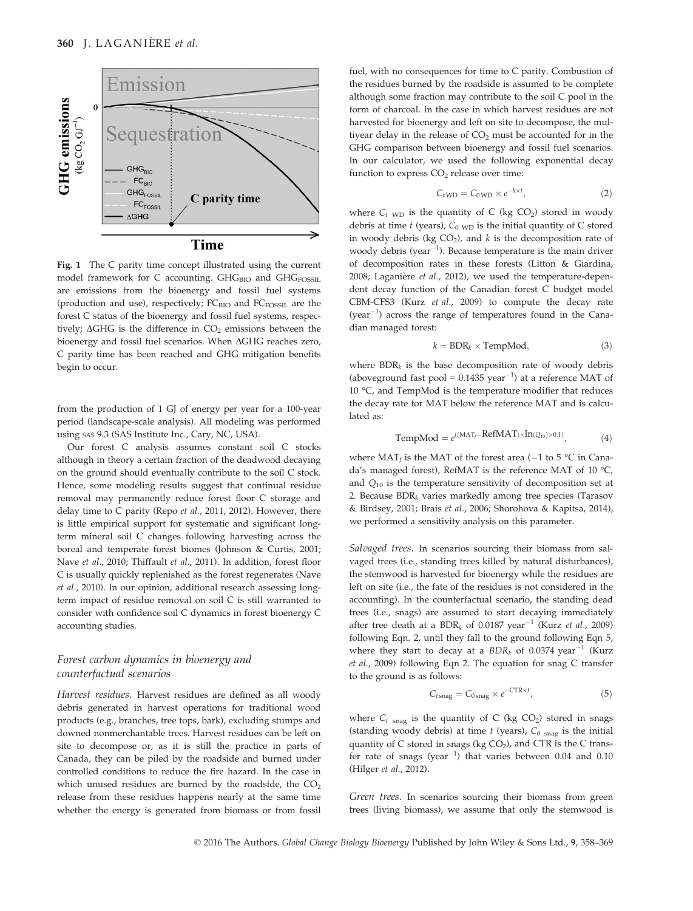**Fig. 1** The C parity time concept illustrated using the current model framework for C accounting. $GHG_{BIO}$ and $GHG_{FOSSIL}$ are emissions from the bioenergy and fossil fuel systems (production and use), respectively; $FC_{BIO}$ and $FC_{FOSSIL}$ are the forest C status of the bioenergy and fossil fuel systems, respectively; $\Delta GHG$ is the difference in $CO_2$ emissions between the bioenergy and fossil fuel scenarios. When $\Delta GHG$ reaches zero, C parity time has been reached and GHG mitigation benefits begin to occur.

from the production of 1 GJ of energy per year for a 100-year period (landscape-scale analysis). All modeling was performed using SAS 9.3 (SAS Institute Inc., Cary, NC, USA).

Our forest C analysis assumes constant soil C stocks although in theory a certain fraction of the deadwood decaying on the ground should eventually contribute to the soil C stock. Hence, some modeling results suggest that continual residue removal may permanently reduce forest floor C storage and delay time to C parity (Repo *et al.*, 2011, 2012). However, there is little empirical support for systematic and significant long-term mineral soil C changes following harvesting across the boreal and temperate forest biomes (Johnson & Curtis, 2001; Nave *et al.*, 2010; Thiffault *et al.*, 2011). In addition, forest floor C is usually quickly replenished as the forest regenerates (Nave *et al.*, 2010). In our opinion, additional research assessing long-term impact of residue removal on soil C is still warranted to consider with confidence soil C dynamics in forest bioenergy C accounting studies.

### *Forest carbon dynamics in bioenergy and counterfactual scenarios*

*Harvest residues.* Harvest residues are defined as all woody debris generated in harvest operations for traditional wood products (e.g., branches, tree tops, bark), excluding stumps and downed nonmerchantable trees. Harvest residues can be left on site to decompose or, as it is still the practice in parts of Canada, they can be piled by the roadside and burned under controlled conditions to reduce the fire hazard. In the case in which unused residues are burned by the roadside, the $CO_2$ release from these residues happens nearly at the same time whether the energy is generated from biomass or from fossil fuel, with no consequences for time to C parity. Combustion of the residues burned by the roadside is assumed to be complete although some fraction may contribute to the soil C pool in the form of charcoal. In the case in which harvest residues are not harvested for bioenergy and left on site to decompose, the multiyear delay in the release of $CO_2$ must be accounted for in the GHG comparison between bioenergy and fossil fuel scenarios. In our calculator, we used the following exponential decay function to express $CO_2$ release over time:

$$C_{t\,\mathrm{WD}} = C_{0\,\mathrm{WD}} \times e^{-k \times t}, \tag{2}$$

where $C_{t\ \mathrm{WD}}$ is the quantity of C (kg $CO_2$) stored in woody debris at time $t$ (years), $C_{0\ \mathrm{WD}}$ is the initial quantity of C stored in woody debris (kg $CO_2$), and $k$ is the decomposition rate of woody debris (year$^{-1}$). Because temperature is the main driver of decomposition rates in these forests (Litton & Giardina, 2008; Laganière *et al.*, 2012), we used the temperature-dependent decay function of the Canadian forest C budget model CBM-CFS3 (Kurz *et al.*, 2009) to compute the decay rate (year$^{-1}$) across the range of temperatures found in the Canadian managed forest:

$$k = \mathrm{BDR}_k \times \mathrm{TempMod}, \tag{3}$$

where $\mathrm{BDR}_k$ is the base decomposition rate of woody debris (aboveground fast pool = 0.1435 year$^{-1}$) at a reference MAT of 10 °C, and TempMod is the temperature modifier that reduces the decay rate for MAT below the reference MAT and is calculated as:

$$\mathrm{TempMod} = e^{((\mathrm{MAT}_f - \mathrm{RefMAT}) \times \ln(Q_{10}) \times 0.1)}, \tag{4}$$

where $\mathrm{MAT}_f$ is the MAT of the forest area (−1 to 5 °C in Canada's managed forest), RefMAT is the reference MAT of 10 °C, and $Q_{10}$ is the temperature sensitivity of decomposition set at 2. Because $\mathrm{BDR}_k$ varies markedly among tree species (Tarasov & Birdsey, 2001; Brais *et al.*, 2006; Shorohova & Kapitsa, 2014), we performed a sensitivity analysis on this parameter.

*Salvaged trees.* In scenarios sourcing their biomass from salvaged trees (i.e., standing trees killed by natural disturbances), the stemwood is harvested for bioenergy while the residues are left on site (i.e., the fate of the residues is not considered in the accounting). In the counterfactual scenario, the standing dead trees (i.e., snags) are assumed to start decaying immediately after tree death at a $\mathrm{BDR}_k$ of 0.0187 year$^{-1}$ (Kurz *et al.*, 2009) following Eqn. 2, until they fall to the ground following Eqn 5, where they start to decay at a $BDR_k$ of 0.0374 year$^{-1}$ (Kurz *et al.*, 2009) following Eqn 2. The equation for snag C transfer to the ground is as follows:

$$C_{t\,\mathrm{snag}} = C_{0\,\mathrm{snag}} \times e^{-\mathrm{CTR} \times t}, \tag{5}$$

where $C_{t\ \mathrm{snag}}$ is the quantity of C (kg $CO_2$) stored in snags (standing woody debris) at time $t$ (years), $C_{0\ \mathrm{snag}}$ is the initial quantity of C stored in snags (kg $CO_2$), and CTR is the C transfer rate of snags (year$^{-1}$) that varies between 0.04 and 0.10 (Hilger *et al.*, 2012).

*Green trees.* In scenarios sourcing their biomass from green trees (living biomass), we assume that only the stemwood is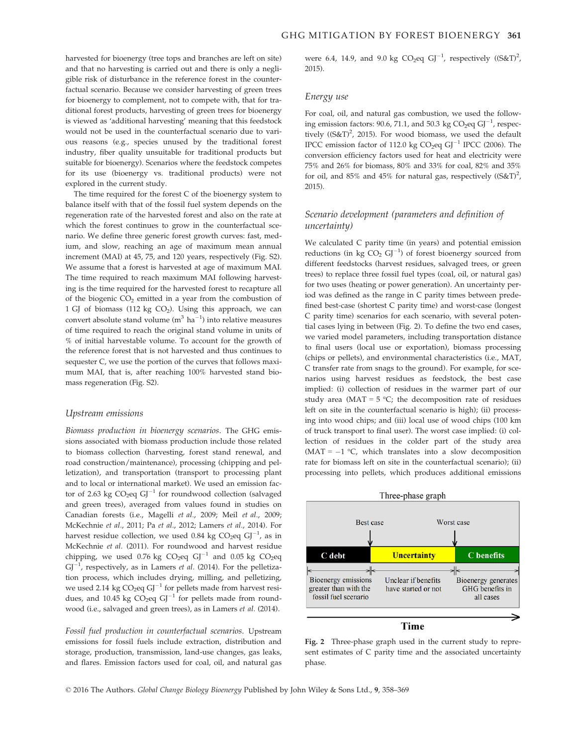harvested for bioenergy (tree tops and branches are left on site) and that no harvesting is carried out and there is only a negligible risk of disturbance in the reference forest in the counterfactual scenario. Because we consider harvesting of green trees for bioenergy to complement, not to compete with, that for traditional forest products, harvesting of green trees for bioenergy is viewed as 'additional harvesting' meaning that this feedstock would not be used in the counterfactual scenario due to various reasons (e.g., species unused by the traditional forest industry, fiber quality unsuitable for traditional products but suitable for bioenergy). Scenarios where the feedstock competes for its use (bioenergy vs. traditional products) were not explored in the current study.

The time required for the forest C of the bioenergy system to balance itself with that of the fossil fuel system depends on the regeneration rate of the harvested forest and also on the rate at which the forest continues to grow in the counterfactual scenario. We define three generic forest growth curves: fast, medium, and slow, reaching an age of maximum mean annual increment (MAI) at 45, 75, and 120 years, respectively (Fig. S2). We assume that a forest is harvested at age of maximum MAI. The time required to reach maximum MAI following harvesting is the time required for the harvested forest to recapture all of the biogenic $CO_2$ emitted in a year from the combustion of 1 GJ of biomass (112 kg $CO_2$). Using this approach, we can convert absolute stand volume ($m^3$ $ha^{-1}$) into relative measures of time required to reach the original stand volume in units of % of initial harvestable volume. To account for the growth of the reference forest that is not harvested and thus continues to sequester C, we use the portion of the curves that follows maximum MAI, that is, after reaching 100% harvested stand biomass regeneration (Fig. S2).

### Upstream emissions

*Biomass production in bioenergy scenarios.* The GHG emissions associated with biomass production include those related to biomass collection (harvesting, forest stand renewal, and road construction/maintenance), processing (chipping and pelletization), and transportation (transport to processing plant and to local or international market). We used an emission factor of 2.63 kg $CO_2$eq $GJ^{-1}$ for roundwood collection (salvaged and green trees), averaged from values found in studies on Canadian forests (i.e., Magelli *et al.*, 2009; Meil *et al.*, 2009; McKechnie *et al.*, 2011; Pa *et al.*, 2012; Lamers *et al.*, 2014). For harvest residue collection, we used 0.84 kg $CO_2$eq $GJ^{-1}$, as in McKechnie *et al.* (2011). For roundwood and harvest residue chipping, we used 0.76 kg $CO_2$eq $GJ^{-1}$ and 0.05 kg $CO_2$eq $GJ^{-1}$, respectively, as in Lamers *et al.* (2014). For the pelletization process, which includes drying, milling, and pelletizing, we used 2.14 kg $CO_2$eq $GJ^{-1}$ for pellets made from harvest residues, and 10.45 kg $CO_2$eq $GJ^{-1}$ for pellets made from roundwood (i.e., salvaged and green trees), as in Lamers *et al.* (2014).

*Fossil fuel production in counterfactual scenarios.* Upstream emissions for fossil fuels include extraction, distribution and storage, production, transmission, land-use changes, gas leaks, and flares. Emission factors used for coal, oil, and natural gas were 6.4, 14.9, and 9.0 kg $CO_2$eq $GJ^{-1}$, respectively ($(S\&T)^2$, 2015).

### Energy use

For coal, oil, and natural gas combustion, we used the following emission factors: 90.6, 71.1, and 50.3 kg $CO_2$eq $GJ^{-1}$, respectively ($(S\&T)^2$, 2015). For wood biomass, we used the default IPCC emission factor of 112.0 kg $CO_2$eq $GJ^{-1}$ IPCC (2006). The conversion efficiency factors used for heat and electricity were 75% and 26% for biomass, 80% and 33% for coal, 82% and 35% for oil, and 85% and 45% for natural gas, respectively ($(S\&T)^2$, 2015).

### Scenario development (parameters and definition of uncertainty)

We calculated C parity time (in years) and potential emission reductions (in kg $CO_2$ $GJ^{-1}$) of forest bioenergy sourced from different feedstocks (harvest residues, salvaged trees, or green trees) to replace three fossil fuel types (coal, oil, or natural gas) for two uses (heating or power generation). An uncertainty period was defined as the range in C parity times between predefined best-case (shortest C parity time) and worst-case (longest C parity time) scenarios for each scenario, with several potential cases lying in between (Fig. 2). To define the two end cases, we varied model parameters, including transportation distance to final users (local use or exportation), biomass processing (chips or pellets), and environmental characteristics (i.e., MAT, C transfer rate from snags to the ground). For example, for scenarios using harvest residues as feedstock, the best case implied: (i) collection of residues in the warmer part of our study area (MAT = 5 °C; the decomposition rate of residues left on site in the counterfactual scenario is high); (ii) processing into wood chips; and (iii) local use of wood chips (100 km of truck transport to final user). The worst case implied: (i) collection of residues in the colder part of the study area (MAT = −1 °C, which translates into a slow decomposition rate for biomass left on site in the counterfactual scenario); (ii) processing into pellets, which produces additional emissions

**Fig. 2** Three-phase graph used in the current study to represent estimates of C parity time and the associated uncertainty phase.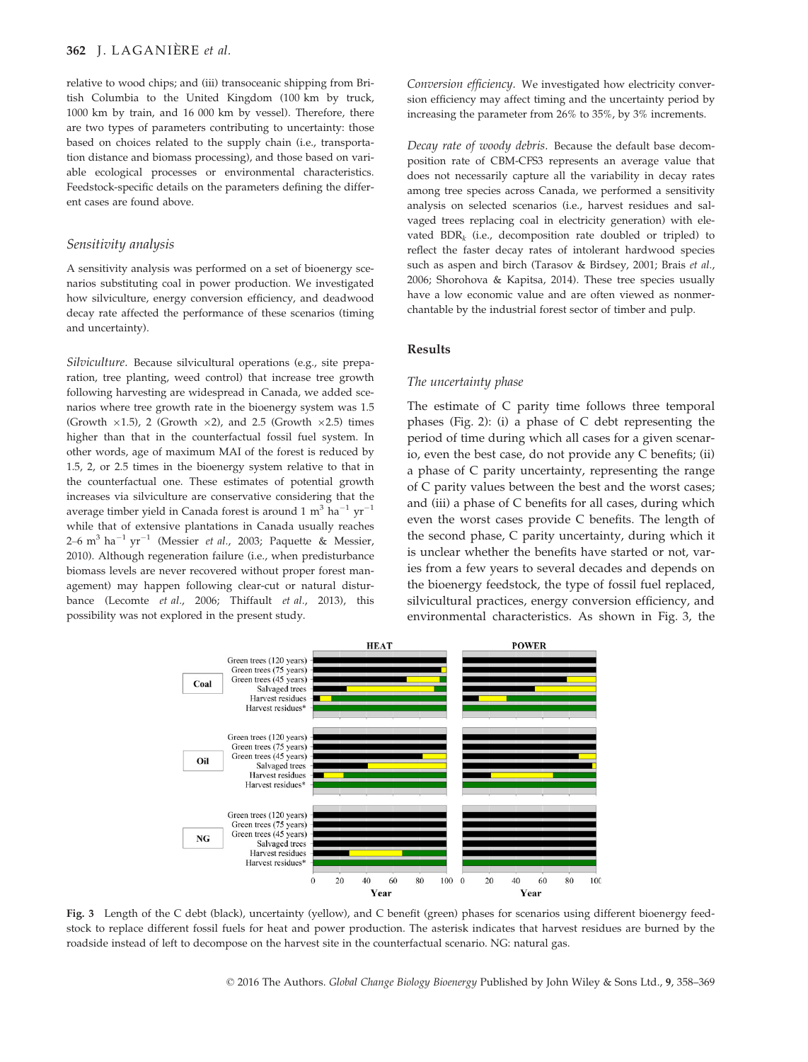relative to wood chips; and (iii) transoceanic shipping from British Columbia to the United Kingdom (100 km by truck, 1000 km by train, and 16 000 km by vessel). Therefore, there are two types of parameters contributing to uncertainty: those based on choices related to the supply chain (i.e., transportation distance and biomass processing), and those based on variable ecological processes or environmental characteristics. Feedstock-specific details on the parameters defining the different cases are found above.

### Sensitivity analysis

A sensitivity analysis was performed on a set of bioenergy scenarios substituting coal in power production. We investigated how silviculture, energy conversion efficiency, and deadwood decay rate affected the performance of these scenarios (timing and uncertainty).

*Silviculture.* Because silvicultural operations (e.g., site preparation, tree planting, weed control) that increase tree growth following harvesting are widespread in Canada, we added scenarios where tree growth rate in the bioenergy system was 1.5 (Growth ×1.5), 2 (Growth ×2), and 2.5 (Growth ×2.5) times higher than that in the counterfactual fossil fuel system. In other words, age of maximum MAI of the forest is reduced by 1.5, 2, or 2.5 times in the bioenergy system relative to that in the counterfactual one. These estimates of potential growth increases via silviculture are conservative considering that the average timber yield in Canada forest is around 1 $m^3$ $ha^{-1}$ $yr^{-1}$ while that of extensive plantations in Canada usually reaches 2–6 $m^3$ $ha^{-1}$ $yr^{-1}$ (Messier *et al.*, 2003; Paquette & Messier, 2010). Although regeneration failure (i.e., when predisturbance biomass levels are never recovered without proper forest management) may happen following clear-cut or natural disturbance (Lecomte *et al.*, 2006; Thiffault *et al.*, 2013), this possibility was not explored in the present study.

*Conversion efficiency.* We investigated how electricity conversion efficiency may affect timing and the uncertainty period by increasing the parameter from 26% to 35%, by 3% increments.

*Decay rate of woody debris.* Because the default base decomposition rate of CBM-CFS3 represents an average value that does not necessarily capture all the variability in decay rates among tree species across Canada, we performed a sensitivity analysis on selected scenarios (i.e., harvest residues and salvaged trees replacing coal in electricity generation) with elevated $BDR_k$ (i.e., decomposition rate doubled or tripled) to reflect the faster decay rates of intolerant hardwood species such as aspen and birch (Tarasov & Birdsey, 2001; Brais *et al.*, 2006; Shorohova & Kapitsa, 2014). These tree species usually have a low economic value and are often viewed as nonmerchantable by the industrial forest sector of timber and pulp.

## Results

### The uncertainty phase

The estimate of C parity time follows three temporal phases (Fig. 2): (i) a phase of C debt representing the period of time during which all cases for a given scenario, even the best case, do not provide any C benefits; (ii) a phase of C parity uncertainty, representing the range of C parity values between the best and the worst cases; and (iii) a phase of C benefits for all cases, during which even the worst cases provide C benefits. The length of the second phase, C parity uncertainty, during which it is unclear whether the benefits have started or not, varies from a few years to several decades and depends on the bioenergy feedstock, the type of fossil fuel replaced, silvicultural practices, energy conversion efficiency, and environmental characteristics. As shown in Fig. 3, the

Fig. 3 Length of the C debt (black), uncertainty (yellow), and C benefit (green) phases for scenarios using different bioenergy feedstock to replace different fossil fuels for heat and power production. The asterisk indicates that harvest residues are burned by the roadside instead of left to decompose on the harvest site in the counterfactual scenario. NG: natural gas.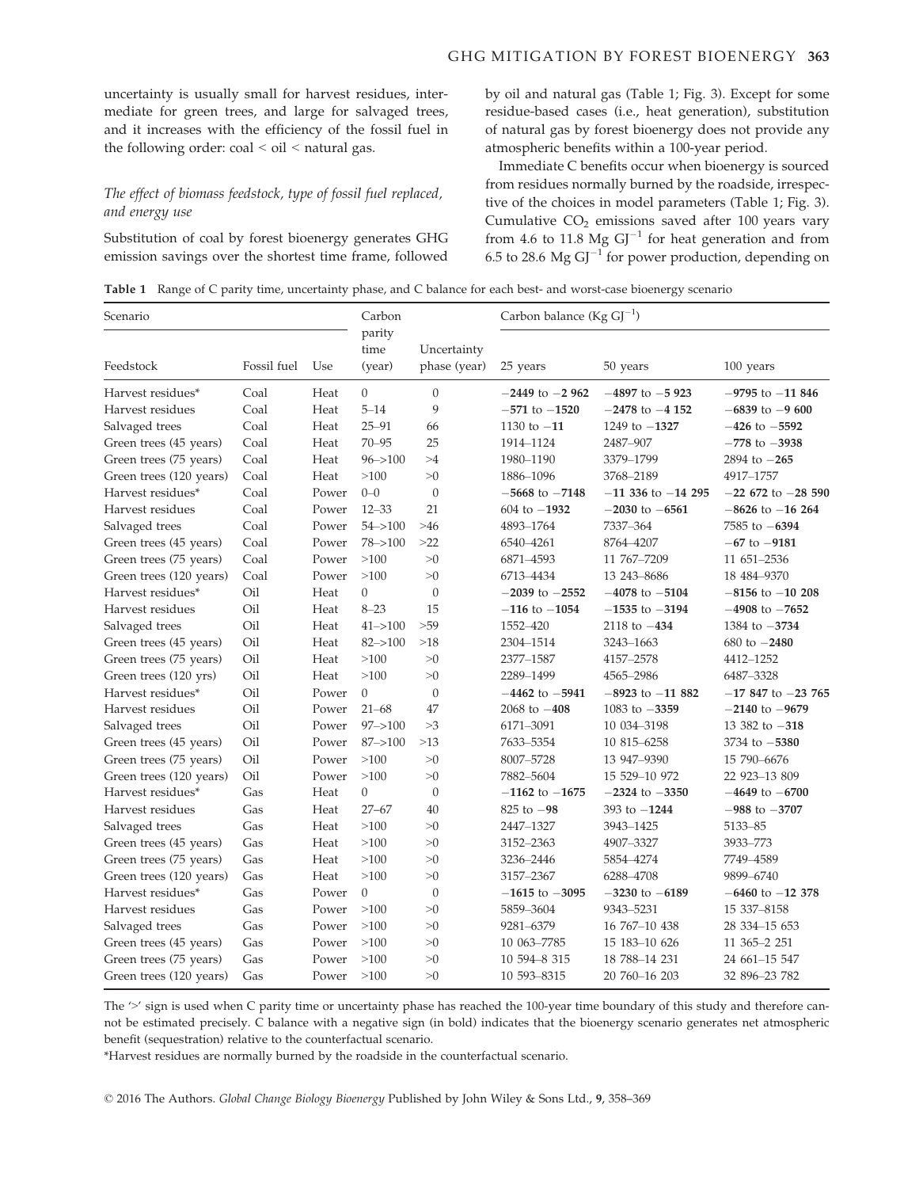uncertainty is usually small for harvest residues, intermediate for green trees, and large for salvaged trees, and it increases with the efficiency of the fossil fuel in the following order: coal < oil < natural gas.

### *The effect of biomass feedstock, type of fossil fuel replaced, and energy use*

Substitution of coal by forest bioenergy generates GHG emission savings over the shortest time frame, followed by oil and natural gas (Table 1; Fig. 3). Except for some residue-based cases (i.e., heat generation), substitution of natural gas by forest bioenergy does not provide any atmospheric benefits within a 100-year period.

Immediate C benefits occur when bioenergy is sourced from residues normally burned by the roadside, irrespective of the choices in model parameters (Table 1; Fig. 3). Cumulative $CO_2$ emissions saved after 100 years vary from 4.6 to 11.8 Mg $GJ^{-1}$ for heat generation and from 6.5 to 28.6 Mg $GJ^{-1}$ for power production, depending on

**Table 1** Range of C parity time, uncertainty phase, and C balance for each best- and worst-case bioenergy scenario

| Scenario | | | Carbon parity time (year) | Uncertainty phase (year) | Carbon balance (Kg $GJ^{-1}$) | | |
|---|---|---|---|---|---|---|---|
| Feedstock | Fossil fuel | Use | | | 25 years | 50 years | 100 years |
| Harvest residues* | Coal | Heat | 0 | 0 | **−2449 to −2 962** | **−4897 to −5 923** | **−9795 to −11 846** |
| Harvest residues | Coal | Heat | 5–14 | 9 | **−571 to −1520** | **−2478 to −4 152** | **−6839 to −9 600** |
| Salvaged trees | Coal | Heat | 25–91 | 66 | 1130 to **−11** | 1249 to **−1327** | **−426 to −5592** |
| Green trees (45 years) | Coal | Heat | 70–95 | 25 | 1914–1124 | 2487–907 | **−778 to −3938** |
| Green trees (75 years) | Coal | Heat | 96–>100 | >4 | 1980–1190 | 3379–1799 | 2894 to **−265** |
| Green trees (120 years) | Coal | Heat | >100 | >0 | 1886–1096 | 3768–2189 | 4917–1757 |
| Harvest residues* | Coal | Power | 0–0 | 0 | **−5668 to −7148** | **−11 336 to −14 295** | **−22 672 to −28 590** |
| Harvest residues | Coal | Power | 12–33 | 21 | 604 to **−1932** | **−2030 to −6561** | **−8626 to −16 264** |
| Salvaged trees | Coal | Power | 54–>100 | >46 | 4893–1764 | 7337–364 | 7585 to **−6394** |
| Green trees (45 years) | Coal | Power | 78–>100 | >22 | 6540–4261 | 8764–4207 | **−67 to −9181** |
| Green trees (75 years) | Coal | Power | >100 | >0 | 6871–4593 | 11 767–7209 | 11 651–2536 |
| Green trees (120 years) | Coal | Power | >100 | >0 | 6713–4434 | 13 243–8686 | 18 484–9370 |
| Harvest residues* | Oil | Heat | 0 | 0 | **−2039 to −2552** | **−4078 to −5104** | **−8156 to −10 208** |
| Harvest residues | Oil | Heat | 8–23 | 15 | **−116 to −1054** | **−1535 to −3194** | **−4908 to −7652** |
| Salvaged trees | Oil | Heat | 41–>100 | >59 | 1552–420 | 2118 to **−434** | 1384 to **−3734** |
| Green trees (45 years) | Oil | Heat | 82–>100 | >18 | 2304–1514 | 3243–1663 | 680 to **−2480** |
| Green trees (75 years) | Oil | Heat | >100 | >0 | 2377–1587 | 4157–2578 | 4412–1252 |
| Green trees (120 yrs) | Oil | Heat | >100 | >0 | 2289–1499 | 4565–2986 | 6487–3328 |
| Harvest residues* | Oil | Power | 0 | 0 | **−4462 to −5941** | **−8923 to −11 882** | **−17 847 to −23 765** |
| Harvest residues | Oil | Power | 21–68 | 47 | 2068 to **−408** | 1083 to **−3359** | **−2140 to −9679** |
| Salvaged trees | Oil | Power | 97–>100 | >3 | 6171–3091 | 10 034–3198 | 13 382 to **−318** |
| Green trees (45 years) | Oil | Power | 87–>100 | >13 | 7633–5354 | 10 815–6258 | 3734 to **−5380** |
| Green trees (75 years) | Oil | Power | >100 | >0 | 8007–5728 | 13 947–9390 | 15 790–6676 |
| Green trees (120 years) | Oil | Power | >100 | >0 | 7882–5604 | 15 529–10 972 | 22 923–13 809 |
| Harvest residues* | Gas | Heat | 0 | 0 | **−1162 to −1675** | **−2324 to −3350** | **−4649 to −6700** |
| Harvest residues | Gas | Heat | 27–67 | 40 | 825 to **−98** | 393 to **−1244** | **−988 to −3707** |
| Salvaged trees | Gas | Heat | >100 | >0 | 2447–1327 | 3943–1425 | 5133–85 |
| Green trees (45 years) | Gas | Heat | >100 | >0 | 3152–2363 | 4907–3327 | 3933–773 |
| Green trees (75 years) | Gas | Heat | >100 | >0 | 3236–2446 | 5854–4274 | 7749–4589 |
| Green trees (120 years) | Gas | Heat | >100 | >0 | 3157–2367 | 6288–4708 | 9899–6740 |
| Harvest residues* | Gas | Power | 0 | 0 | **−1615 to −3095** | **−3230 to −6189** | **−6460 to −12 378** |
| Harvest residues | Gas | Power | >100 | >0 | 5859–3604 | 9343–5231 | 15 337–8158 |
| Salvaged trees | Gas | Power | >100 | >0 | 9281–6379 | 16 767–10 438 | 28 334–15 653 |
| Green trees (45 years) | Gas | Power | >100 | >0 | 10 063–7785 | 15 183–10 626 | 11 365–2 251 |
| Green trees (75 years) | Gas | Power | >100 | >0 | 10 594–8 315 | 18 788–14 231 | 24 661–15 547 |
| Green trees (120 years) | Gas | Power | >100 | >0 | 10 593–8315 | 20 760–16 203 | 32 896–23 782 |

The '>' sign is used when C parity time or uncertainty phase has reached the 100-year time boundary of this study and therefore cannot be estimated precisely. C balance with a negative sign (in bold) indicates that the bioenergy scenario generates net atmospheric benefit (sequestration) relative to the counterfactual scenario.

*Harvest residues are normally burned by the roadside in the counterfactual scenario.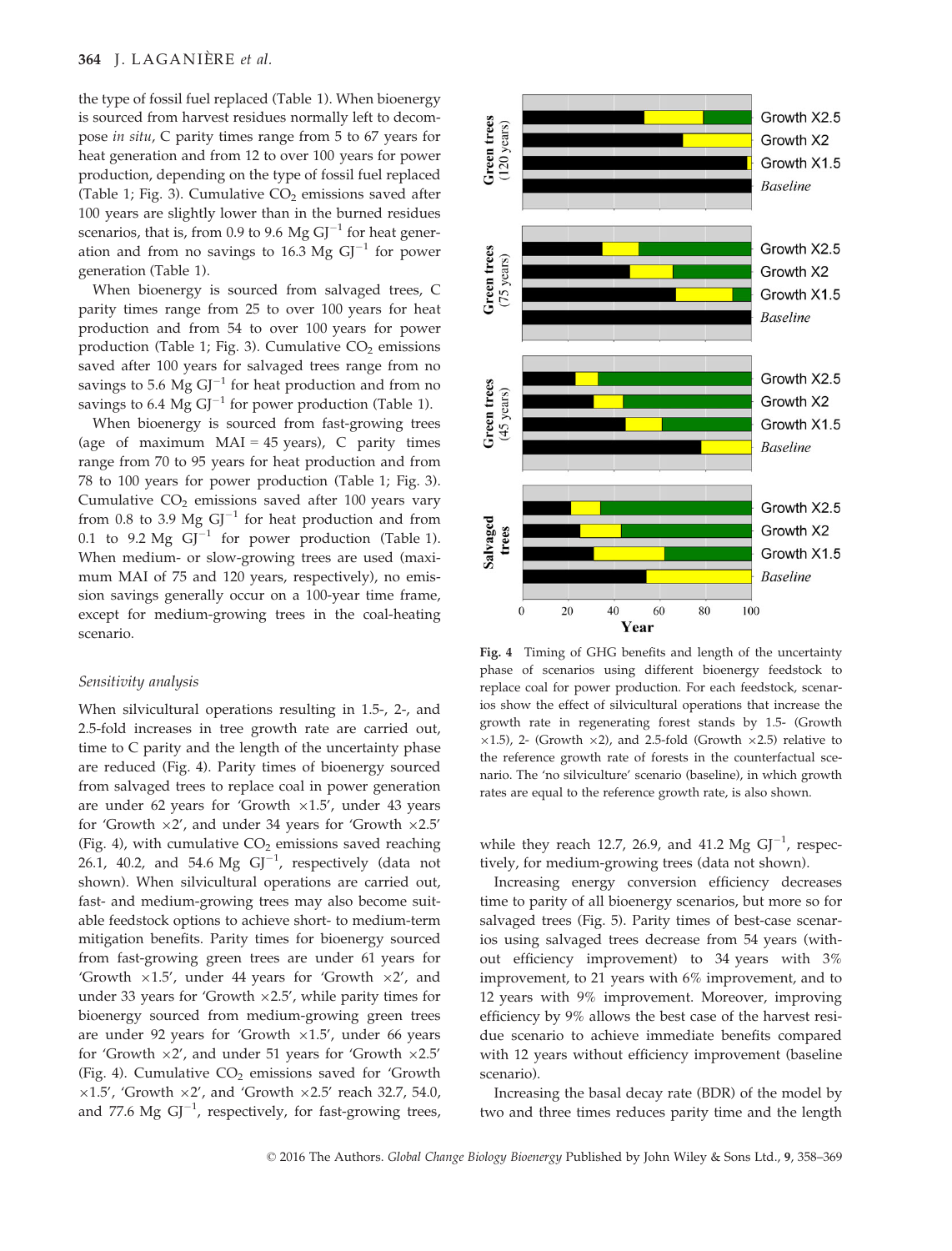the type of fossil fuel replaced (Table 1). When bioenergy is sourced from harvest residues normally left to decompose *in situ*, C parity times range from 5 to 67 years for heat generation and from 12 to over 100 years for power production, depending on the type of fossil fuel replaced (Table 1; Fig. 3). Cumulative $CO_2$ emissions saved after 100 years are slightly lower than in the burned residues scenarios, that is, from 0.9 to 9.6 Mg $GJ^{-1}$ for heat generation and from no savings to 16.3 Mg $GJ^{-1}$ for power generation (Table 1).

When bioenergy is sourced from salvaged trees, C parity times range from 25 to over 100 years for heat production and from 54 to over 100 years for power production (Table 1; Fig. 3). Cumulative $CO_2$ emissions saved after 100 years for salvaged trees range from no savings to 5.6 Mg $GJ^{-1}$ for heat production and from no savings to 6.4 Mg $GJ^{-1}$ for power production (Table 1).

When bioenergy is sourced from fast-growing trees (age of maximum MAI = 45 years), C parity times range from 70 to 95 years for heat production and from 78 to 100 years for power production (Table 1; Fig. 3). Cumulative $CO_2$ emissions saved after 100 years vary from 0.8 to 3.9 Mg $GJ^{-1}$ for heat production and from 0.1 to 9.2 Mg $GJ^{-1}$ for power production (Table 1). When medium- or slow-growing trees are used (maximum MAI of 75 and 120 years, respectively), no emission savings generally occur on a 100-year time frame, except for medium-growing trees in the coal-heating scenario.

### Sensitivity analysis

When silvicultural operations resulting in 1.5-, 2-, and 2.5-fold increases in tree growth rate are carried out, time to C parity and the length of the uncertainty phase are reduced (Fig. 4). Parity times of bioenergy sourced from salvaged trees to replace coal in power generation are under 62 years for 'Growth ×1.5', under 43 years for 'Growth ×2', and under 34 years for 'Growth ×2.5' (Fig. 4), with cumulative $CO_2$ emissions saved reaching 26.1, 40.2, and 54.6 Mg $GJ^{-1}$, respectively (data not shown). When silvicultural operations are carried out, fast- and medium-growing trees may also become suitable feedstock options to achieve short- to medium-term mitigation benefits. Parity times for bioenergy sourced from fast-growing green trees are under 61 years for 'Growth ×1.5', under 44 years for 'Growth ×2', and under 33 years for 'Growth ×2.5', while parity times for bioenergy sourced from medium-growing green trees are under 92 years for 'Growth ×1.5', under 66 years for 'Growth ×2', and under 51 years for 'Growth ×2.5' (Fig. 4). Cumulative $CO_2$ emissions saved for 'Growth ×1.5', 'Growth ×2', and 'Growth ×2.5' reach 32.7, 54.0, and 77.6 Mg $GJ^{-1}$, respectively, for fast-growing trees, while they reach 12.7, 26.9, and 41.2 Mg $GJ^{-1}$, respectively, for medium-growing trees (data not shown).

**Fig. 4** Timing of GHG benefits and length of the uncertainty phase of scenarios using different bioenergy feedstock to replace coal for power production. For each feedstock, scenarios show the effect of silvicultural operations that increase the growth rate in regenerating forest stands by 1.5- (Growth ×1.5), 2- (Growth ×2), and 2.5-fold (Growth ×2.5) relative to the reference growth rate of forests in the counterfactual scenario. The 'no silviculture' scenario (baseline), in which growth rates are equal to the reference growth rate, is also shown.

Increasing energy conversion efficiency decreases time to parity of all bioenergy scenarios, but more so for salvaged trees (Fig. 5). Parity times of best-case scenarios using salvaged trees decrease from 54 years (without efficiency improvement) to 34 years with 3% improvement, to 21 years with 6% improvement, and to 12 years with 9% improvement. Moreover, improving efficiency by 9% allows the best case of the harvest residue scenario to achieve immediate benefits compared with 12 years without efficiency improvement (baseline scenario).

Increasing the basal decay rate (BDR) of the model by two and three times reduces parity time and the length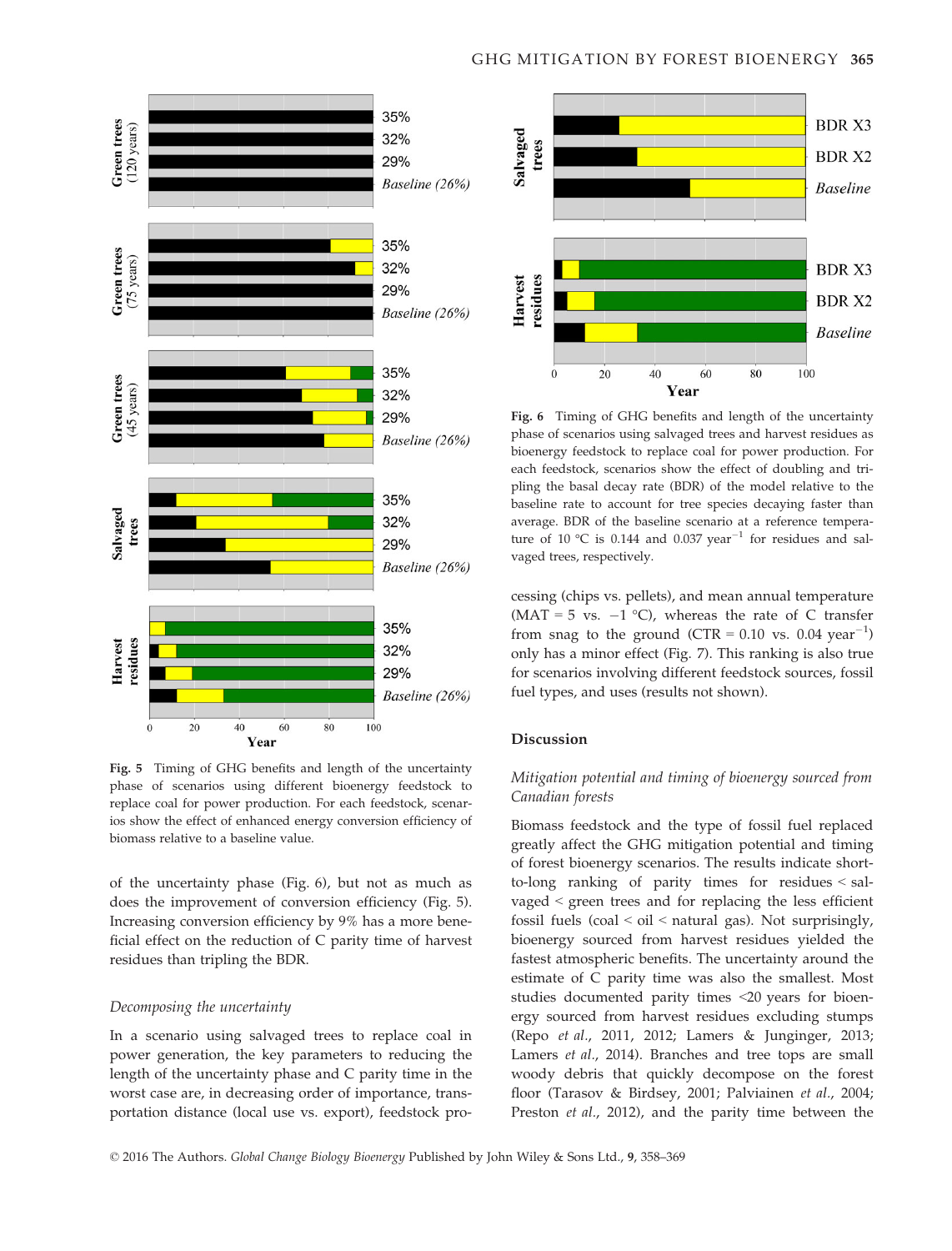Fig. 5 Timing of GHG benefits and length of the uncertainty phase of scenarios using different bioenergy feedstock to replace coal for power production. For each feedstock, scenarios show the effect of enhanced energy conversion efficiency of biomass relative to a baseline value.

of the uncertainty phase (Fig. 6), but not as much as does the improvement of conversion efficiency (Fig. 5). Increasing conversion efficiency by 9% has a more beneficial effect on the reduction of C parity time of harvest residues than tripling the BDR.

### Decomposing the uncertainty

In a scenario using salvaged trees to replace coal in power generation, the key parameters to reducing the length of the uncertainty phase and C parity time in the worst case are, in decreasing order of importance, transportation distance (local use vs. export), feedstock processing (chips vs. pellets), and mean annual temperature (MAT = 5 vs. −1 °C), whereas the rate of C transfer from snag to the ground (CTR = 0.10 vs. 0.04 $year^{-1}$) only has a minor effect (Fig. 7). This ranking is also true for scenarios involving different feedstock sources, fossil fuel types, and uses (results not shown).

Fig. 6 Timing of GHG benefits and length of the uncertainty phase of scenarios using salvaged trees and harvest residues as bioenergy feedstock to replace coal for power production. For each feedstock, scenarios show the effect of doubling and tripling the basal decay rate (BDR) of the model relative to the baseline rate to account for tree species decaying faster than average. BDR of the baseline scenario at a reference temperature of 10 °C is 0.144 and 0.037 $year^{-1}$ for residues and salvaged trees, respectively.

## Discussion

### Mitigation potential and timing of bioenergy sourced from Canadian forests

Biomass feedstock and the type of fossil fuel replaced greatly affect the GHG mitigation potential and timing of forest bioenergy scenarios. The results indicate short-to-long ranking of parity times for residues < salvaged < green trees and for replacing the less efficient fossil fuels (coal < oil < natural gas). Not surprisingly, bioenergy sourced from harvest residues yielded the fastest atmospheric benefits. The uncertainty around the estimate of C parity time was also the smallest. Most studies documented parity times <20 years for bioenergy sourced from harvest residues excluding stumps (Repo *et al.*, 2011, 2012; Lamers & Junginger, 2013; Lamers *et al.*, 2014). Branches and tree tops are small woody debris that quickly decompose on the forest floor (Tarasov & Birdsey, 2001; Palviainen *et al.*, 2004; Preston *et al.*, 2012), and the parity time between the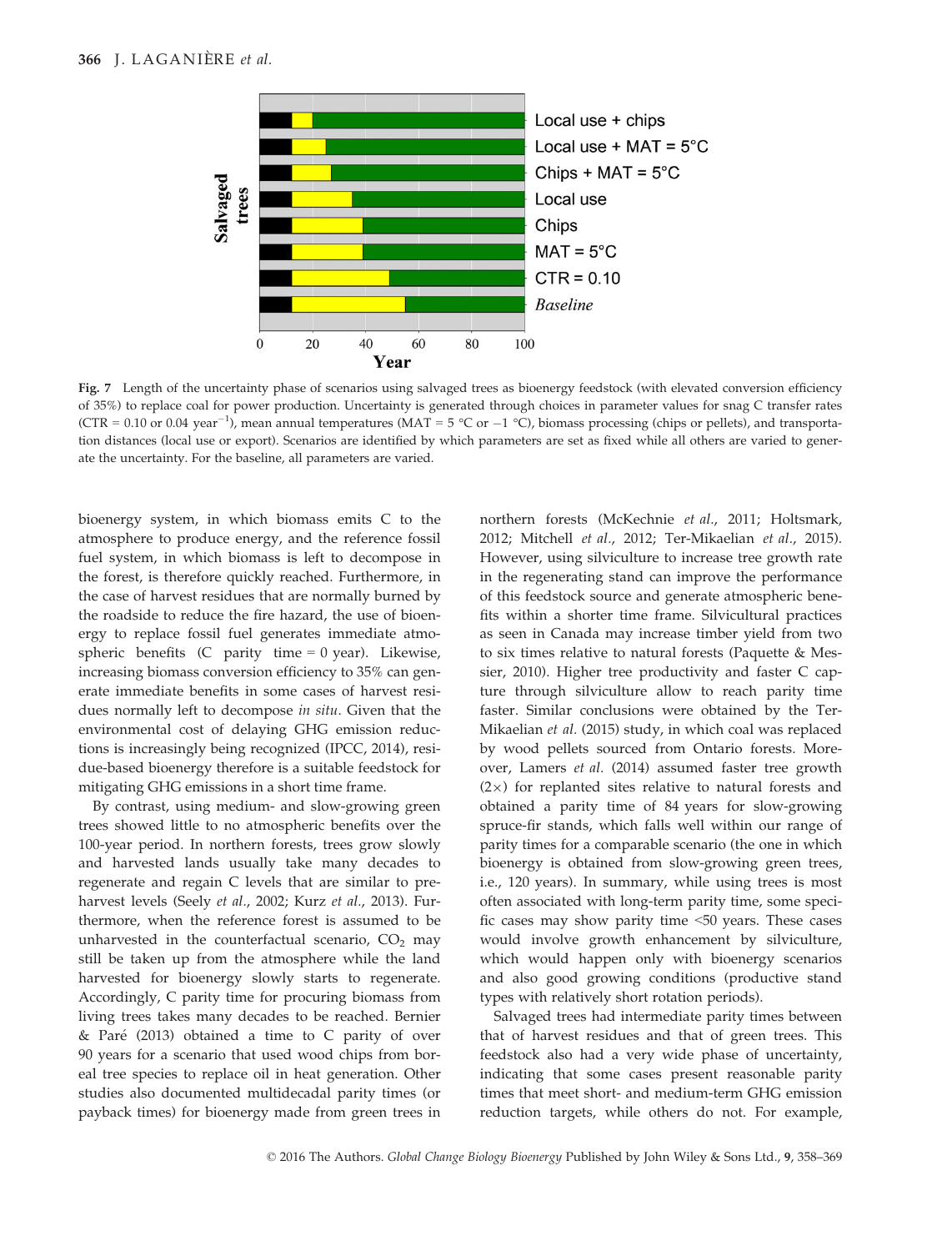Fig. 7 Length of the uncertainty phase of scenarios using salvaged trees as bioenergy feedstock (with elevated conversion efficiency of 35%) to replace coal for power production. Uncertainty is generated through choices in parameter values for snag C transfer rates (CTR = 0.10 or 0.04 year$^{-1}$), mean annual temperatures (MAT = 5 °C or −1 °C), biomass processing (chips or pellets), and transportation distances (local use or export). Scenarios are identified by which parameters are set as fixed while all others are varied to generate the uncertainty. For the baseline, all parameters are varied.

bioenergy system, in which biomass emits C to the atmosphere to produce energy, and the reference fossil fuel system, in which biomass is left to decompose in the forest, is therefore quickly reached. Furthermore, in the case of harvest residues that are normally burned by the roadside to reduce the fire hazard, the use of bioenergy to replace fossil fuel generates immediate atmospheric benefits (C parity time = 0 year). Likewise, increasing biomass conversion efficiency to 35% can generate immediate benefits in some cases of harvest residues normally left to decompose *in situ*. Given that the environmental cost of delaying GHG emission reductions is increasingly being recognized (IPCC, 2014), residue-based bioenergy therefore is a suitable feedstock for mitigating GHG emissions in a short time frame.

By contrast, using medium- and slow-growing green trees showed little to no atmospheric benefits over the 100-year period. In northern forests, trees grow slowly and harvested lands usually take many decades to regenerate and regain C levels that are similar to pre-harvest levels (Seely *et al.*, 2002; Kurz *et al.*, 2013). Furthermore, when the reference forest is assumed to be unharvested in the counterfactual scenario, $CO_2$ may still be taken up from the atmosphere while the land harvested for bioenergy slowly starts to regenerate. Accordingly, C parity time for procuring biomass from living trees takes many decades to be reached. Bernier & Paré (2013) obtained a time to C parity of over 90 years for a scenario that used wood chips from boreal tree species to replace oil in heat generation. Other studies also documented multidecadal parity times (or payback times) for bioenergy made from green trees in northern forests (McKechnie *et al.*, 2011; Holtsmark, 2012; Mitchell *et al.*, 2012; Ter-Mikaelian *et al.*, 2015). However, using silviculture to increase tree growth rate in the regenerating stand can improve the performance of this feedstock source and generate atmospheric benefits within a shorter time frame. Silvicultural practices as seen in Canada may increase timber yield from two to six times relative to natural forests (Paquette & Messier, 2010). Higher tree productivity and faster C capture through silviculture allow to reach parity time faster. Similar conclusions were obtained by the Ter-Mikaelian *et al.* (2015) study, in which coal was replaced by wood pellets sourced from Ontario forests. Moreover, Lamers *et al.* (2014) assumed faster tree growth (2×) for replanted sites relative to natural forests and obtained a parity time of 84 years for slow-growing spruce-fir stands, which falls well within our range of parity times for a comparable scenario (the one in which bioenergy is obtained from slow-growing green trees, i.e., 120 years). In summary, while using trees is most often associated with long-term parity time, some specific cases may show parity time <50 years. These cases would involve growth enhancement by silviculture, which would happen only with bioenergy scenarios and also good growing conditions (productive stand types with relatively short rotation periods).

Salvaged trees had intermediate parity times between that of harvest residues and that of green trees. This feedstock also had a very wide phase of uncertainty, indicating that some cases present reasonable parity times that meet short- and medium-term GHG emission reduction targets, while others do not. For example,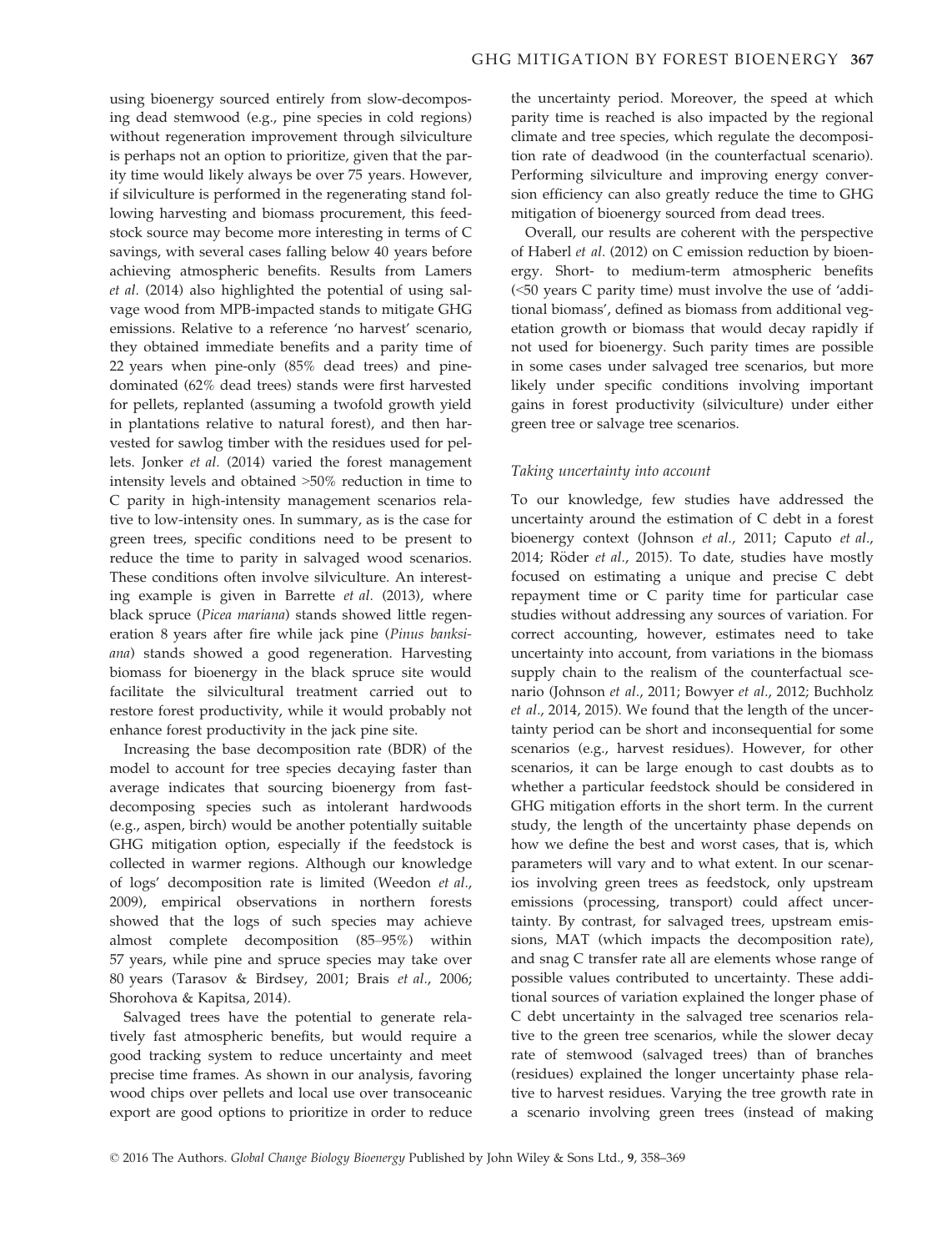using bioenergy sourced entirely from slow-decomposing dead stemwood (e.g., pine species in cold regions) without regeneration improvement through silviculture is perhaps not an option to prioritize, given that the parity time would likely always be over 75 years. However, if silviculture is performed in the regenerating stand following harvesting and biomass procurement, this feedstock source may become more interesting in terms of C savings, with several cases falling below 40 years before achieving atmospheric benefits. Results from Lamers *et al.* (2014) also highlighted the potential of using salvage wood from MPB-impacted stands to mitigate GHG emissions. Relative to a reference 'no harvest' scenario, they obtained immediate benefits and a parity time of 22 years when pine-only (85% dead trees) and pine-dominated (62% dead trees) stands were first harvested for pellets, replanted (assuming a twofold growth yield in plantations relative to natural forest), and then harvested for sawlog timber with the residues used for pellets. Jonker *et al.* (2014) varied the forest management intensity levels and obtained >50% reduction in time to C parity in high-intensity management scenarios relative to low-intensity ones. In summary, as is the case for green trees, specific conditions need to be present to reduce the time to parity in salvaged wood scenarios. These conditions often involve silviculture. An interesting example is given in Barrette *et al.* (2013), where black spruce (*Picea mariana*) stands showed little regeneration 8 years after fire while jack pine (*Pinus banksiana*) stands showed a good regeneration. Harvesting biomass for bioenergy in the black spruce site would facilitate the silvicultural treatment carried out to restore forest productivity, while it would probably not enhance forest productivity in the jack pine site.

Increasing the base decomposition rate (BDR) of the model to account for tree species decaying faster than average indicates that sourcing bioenergy from fast-decomposing species such as intolerant hardwoods (e.g., aspen, birch) would be another potentially suitable GHG mitigation option, especially if the feedstock is collected in warmer regions. Although our knowledge of logs' decomposition rate is limited (Weedon *et al.*, 2009), empirical observations in northern forests showed that the logs of such species may achieve almost complete decomposition (85–95%) within 57 years, while pine and spruce species may take over 80 years (Tarasov & Birdsey, 2001; Brais *et al.*, 2006; Shorohova & Kapitsa, 2014).

Salvaged trees have the potential to generate relatively fast atmospheric benefits, but would require a good tracking system to reduce uncertainty and meet precise time frames. As shown in our analysis, favoring wood chips over pellets and local use over transoceanic export are good options to prioritize in order to reduce the uncertainty period. Moreover, the speed at which parity time is reached is also impacted by the regional climate and tree species, which regulate the decomposition rate of deadwood (in the counterfactual scenario). Performing silviculture and improving energy conversion efficiency can also greatly reduce the time to GHG mitigation of bioenergy sourced from dead trees.

Overall, our results are coherent with the perspective of Haberl *et al.* (2012) on C emission reduction by bioenergy. Short- to medium-term atmospheric benefits (<50 years C parity time) must involve the use of 'additional biomass', defined as biomass from additional vegetation growth or biomass that would decay rapidly if not used for bioenergy. Such parity times are possible in some cases under salvaged tree scenarios, but more likely under specific conditions involving important gains in forest productivity (silviculture) under either green tree or salvage tree scenarios.

### Taking uncertainty into account

To our knowledge, few studies have addressed the uncertainty around the estimation of C debt in a forest bioenergy context (Johnson *et al.*, 2011; Caputo *et al.*, 2014; Röder *et al.*, 2015). To date, studies have mostly focused on estimating a unique and precise C debt repayment time or C parity time for particular case studies without addressing any sources of variation. For correct accounting, however, estimates need to take uncertainty into account, from variations in the biomass supply chain to the realism of the counterfactual scenario (Johnson *et al.*, 2011; Bowyer *et al.*, 2012; Buchholz *et al.*, 2014, 2015). We found that the length of the uncertainty period can be short and inconsequential for some scenarios (e.g., harvest residues). However, for other scenarios, it can be large enough to cast doubts as to whether a particular feedstock should be considered in GHG mitigation efforts in the short term. In the current study, the length of the uncertainty phase depends on how we define the best and worst cases, that is, which parameters will vary and to what extent. In our scenarios involving green trees as feedstock, only upstream emissions (processing, transport) could affect uncertainty. By contrast, for salvaged trees, upstream emissions, MAT (which impacts the decomposition rate), and snag C transfer rate all are elements whose range of possible values contributed to uncertainty. These additional sources of variation explained the longer phase of C debt uncertainty in the salvaged tree scenarios relative to the green tree scenarios, while the slower decay rate of stemwood (salvaged trees) than of branches (residues) explained the longer uncertainty phase relative to harvest residues. Varying the tree growth rate in a scenario involving green trees (instead of making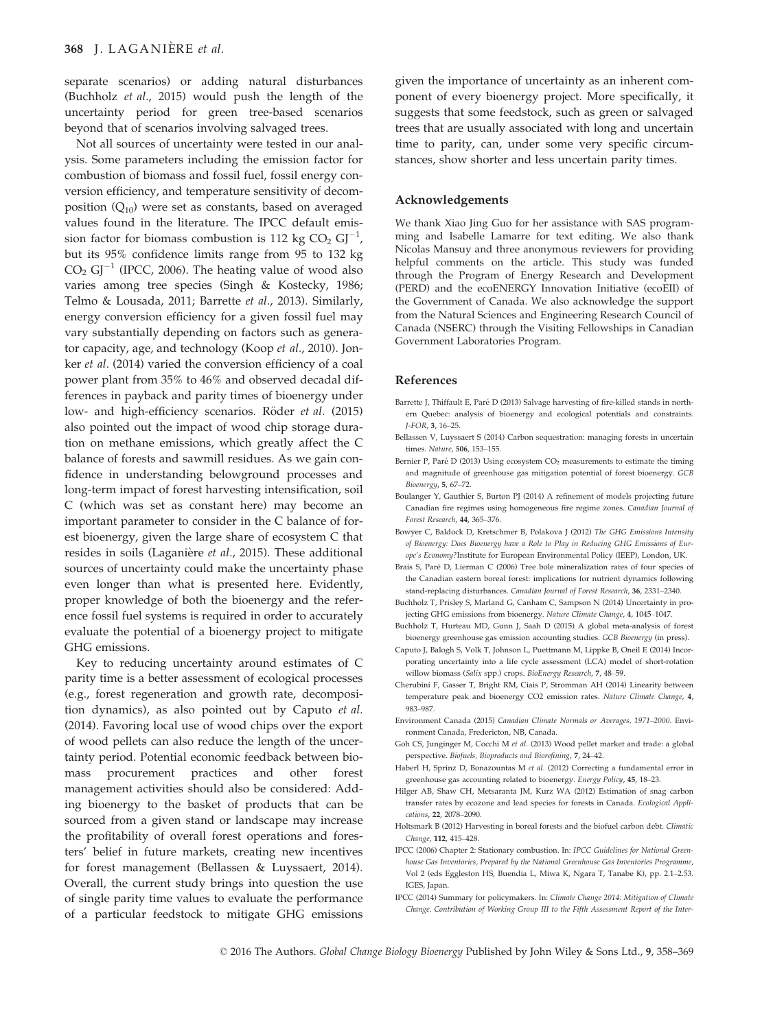separate scenarios) or adding natural disturbances (Buchholz *et al.*, 2015) would push the length of the uncertainty period for green tree-based scenarios beyond that of scenarios involving salvaged trees.

Not all sources of uncertainty were tested in our analysis. Some parameters including the emission factor for combustion of biomass and fossil fuel, fossil energy conversion efficiency, and temperature sensitivity of decomposition ($Q_{10}$) were set as constants, based on averaged values found in the literature. The IPCC default emission factor for biomass combustion is 112 kg $CO_2$ $GJ^{-1}$, but its 95% confidence limits range from 95 to 132 kg $CO_2$ $GJ^{-1}$ (IPCC, 2006). The heating value of wood also varies among tree species (Singh & Kostecky, 1986; Telmo & Lousada, 2011; Barrette *et al.*, 2013). Similarly, energy conversion efficiency for a given fossil fuel may vary substantially depending on factors such as generator capacity, age, and technology (Koop *et al.*, 2010). Jonker *et al.* (2014) varied the conversion efficiency of a coal power plant from 35% to 46% and observed decadal differences in payback and parity times of bioenergy under low- and high-efficiency scenarios. Röder *et al.* (2015) also pointed out the impact of wood chip storage duration on methane emissions, which greatly affect the C balance of forests and sawmill residues. As we gain confidence in understanding belowground processes and long-term impact of forest harvesting intensification, soil C (which was set as constant here) may become an important parameter to consider in the C balance of forest bioenergy, given the large share of ecosystem C that resides in soils (Laganière *et al.*, 2015). These additional sources of uncertainty could make the uncertainty phase even longer than what is presented here. Evidently, proper knowledge of both the bioenergy and the reference fossil fuel systems is required in order to accurately evaluate the potential of a bioenergy project to mitigate GHG emissions.

Key to reducing uncertainty around estimates of C parity time is a better assessment of ecological processes (e.g., forest regeneration and growth rate, decomposition dynamics), as also pointed out by Caputo *et al.* (2014). Favoring local use of wood chips over the export of wood pellets can also reduce the length of the uncertainty period. Potential economic feedback between biomass procurement practices and other forest management activities should also be considered: Adding bioenergy to the basket of products that can be sourced from a given stand or landscape may increase the profitability of overall forest operations and foresters' belief in future markets, creating new incentives for forest management (Bellassen & Luyssaert, 2014). Overall, the current study brings into question the use of single parity time values to evaluate the performance of a particular feedstock to mitigate GHG emissions given the importance of uncertainty as an inherent component of every bioenergy project. More specifically, it suggests that some feedstock, such as green or salvaged trees that are usually associated with long and uncertain time to parity, can, under some very specific circumstances, show shorter and less uncertain parity times.

## Acknowledgements

We thank Xiao Jing Guo for her assistance with SAS programming and Isabelle Lamarre for text editing. We also thank Nicolas Mansuy and three anonymous reviewers for providing helpful comments on the article. This study was funded through the Program of Energy Research and Development (PERD) and the ecoENERGY Innovation Initiative (ecoEII) of the Government of Canada. We also acknowledge the support from the Natural Sciences and Engineering Research Council of Canada (NSERC) through the Visiting Fellowships in Canadian Government Laboratories Program.

## References

Barrette J, Thiffault E, Paré D (2013) Salvage harvesting of fire-killed stands in northern Quebec: analysis of bioenergy and ecological potentials and constraints. *J-FOR*, **3**, 16–25.

Bellassen V, Luyssaert S (2014) Carbon sequestration: managing forests in uncertain times. *Nature*, **506**, 153–155.

Bernier P, Paré D (2013) Using ecosystem $CO_2$ measurements to estimate the timing and magnitude of greenhouse gas mitigation potential of forest bioenergy. *GCB Bioenergy*, **5**, 67–72.

Boulanger Y, Gauthier S, Burton PJ (2014) A refinement of models projecting future Canadian fire regimes using homogeneous fire regime zones. *Canadian Journal of Forest Research*, **44**, 365–376.

Bowyer C, Baldock D, Kretschmer B, Polakova J (2012) *The GHG Emissions Intensity of Bioenergy: Does Bioenergy have a Role to Play in Reducing GHG Emissions of Europe's Economy?* Institute for European Environmental Policy (IEEP), London, UK.

Brais S, Paré D, Lierman C (2006) Tree bole mineralization rates of four species of the Canadian eastern boreal forest: implications for nutrient dynamics following stand-replacing disturbances. *Canadian Journal of Forest Research*, **36**, 2331–2340.

Buchholz T, Prisley S, Marland G, Canham C, Sampson N (2014) Uncertainty in projecting GHG emissions from bioenergy. *Nature Climate Change*, **4**, 1045–1047.

Buchholz T, Hurteau MD, Gunn J, Saah D (2015) A global meta-analysis of forest bioenergy greenhouse gas emission accounting studies. *GCB Bioenergy* (in press).

Caputo J, Balogh S, Volk T, Johnson L, Puettmann M, Lippke B, Oneil E (2014) Incorporating uncertainty into a life cycle assessment (LCA) model of short-rotation willow biomass (*Salix* spp.) crops. *BioEnergy Research*, **7**, 48–59.

Cherubini F, Gasser T, Bright RM, Ciais P, Stromman AH (2014) Linearity between temperature peak and bioenergy CO2 emission rates. *Nature Climate Change*, **4**, 983–987.

Environment Canada (2015) *Canadian Climate Normals or Averages, 1971–2000*. Environment Canada, Fredericton, NB, Canada.

Goh CS, Junginger M, Cocchi M *et al.* (2013) Wood pellet market and trade: a global perspective. *Biofuels, Bioproducts and Biorefining*, **7**, 24–42.

Haberl H, Sprinz D, Bonazountas M *et al.* (2012) Correcting a fundamental error in greenhouse gas accounting related to bioenergy. *Energy Policy*, **45**, 18–23.

Hilger AB, Shaw CH, Metsaranta JM, Kurz WA (2012) Estimation of snag carbon transfer rates by ecozone and lead species for forests in Canada. *Ecological Applications*, **22**, 2078–2090.

Holtsmark B (2012) Harvesting in boreal forests and the biofuel carbon debt. *Climatic Change*, **112**, 415–428.

IPCC (2006) Chapter 2: Stationary combustion. In: *IPCC Guidelines for National Greenhouse Gas Inventories, Prepared by the National Greenhouse Gas Inventories Programme*, Vol 2 (eds Eggleston HS, Buendia L, Miwa K, Ngara T, Tanabe K), pp. 2.1–2.53. IGES, Japan.

IPCC (2014) Summary for policymakers. In: *Climate Change 2014: Mitigation of Climate Change. Contribution of Working Group III to the Fifth Assessment Report of the Inter-*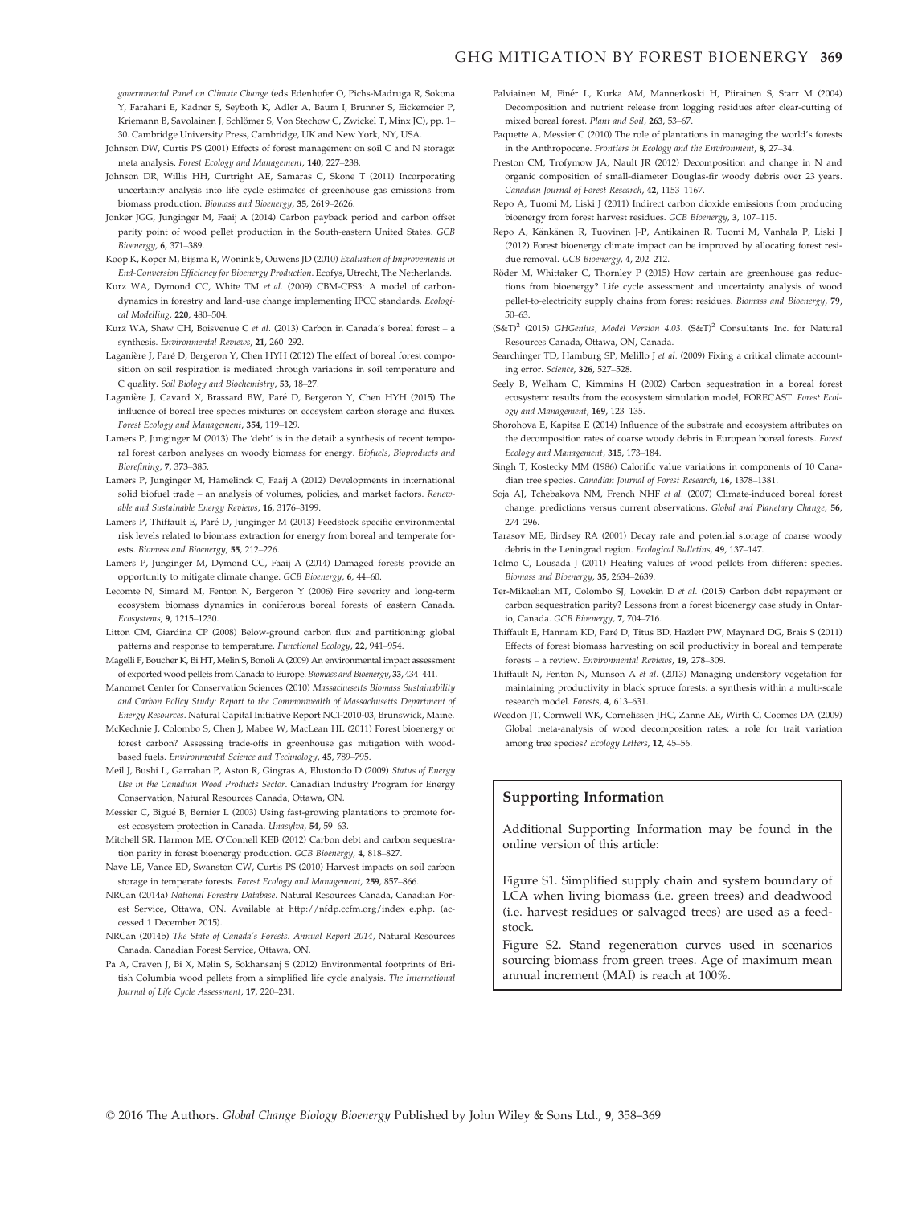governmental Panel on Climate Change (eds Edenhofer O, Pichs-Madruga R, Sokona Y, Farahani E, Kadner S, Seyboth K, Adler A, Baum I, Brunner S, Eickemeier P, Kriemann B, Savolainen J, Schlömer S, Von Stechow C, Zwickel T, Minx JC), pp. 1–30. Cambridge University Press, Cambridge, UK and New York, NY, USA.

Johnson DW, Curtis PS (2001) Effects of forest management on soil C and N storage: meta analysis. *Forest Ecology and Management*, **140**, 227–238.

Johnson DR, Willis HH, Curtright AE, Samaras C, Skone T (2011) Incorporating uncertainty analysis into life cycle estimates of greenhouse gas emissions from biomass production. *Biomass and Bioenergy*, **35**, 2619–2626.

Jonker JGG, Junginger M, Faaij A (2014) Carbon payback period and carbon offset parity point of wood pellet production in the South-eastern United States. *GCB Bioenergy*, **6**, 371–389.

Koop K, Koper M, Bijsma R, Wonink S, Ouwens JD (2010) *Evaluation of Improvements in End-Conversion Efficiency for Bioenergy Production*. Ecofys, Utrecht, The Netherlands.

Kurz WA, Dymond CC, White TM *et al*. (2009) CBM-CFS3: A model of carbon-dynamics in forestry and land-use change implementing IPCC standards. *Ecological Modelling*, **220**, 480–504.

Kurz WA, Shaw CH, Boisvenue C *et al*. (2013) Carbon in Canada's boreal forest – a synthesis. *Environmental Reviews*, **21**, 260–292.

Laganière J, Paré D, Bergeron Y, Chen HYH (2012) The effect of boreal forest composition on soil respiration is mediated through variations in soil temperature and C quality. *Soil Biology and Biochemistry*, **53**, 18–27.

Laganière J, Cavard X, Brassard BW, Paré D, Bergeron Y, Chen HYH (2015) The influence of boreal tree species mixtures on ecosystem carbon storage and fluxes. *Forest Ecology and Management*, **354**, 119–129.

Lamers P, Junginger M (2013) The 'debt' is in the detail: a synthesis of recent temporal forest carbon analyses on woody biomass for energy. *Biofuels, Bioproducts and Biorefining*, **7**, 373–385.

Lamers P, Junginger M, Hamelinck C, Faaij A (2012) Developments in international solid biofuel trade – an analysis of volumes, policies, and market factors. *Renewable and Sustainable Energy Reviews*, **16**, 3176–3199.

Lamers P, Thiffault E, Paré D, Junginger M (2013) Feedstock specific environmental risk levels related to biomass extraction for energy from boreal and temperate forests. *Biomass and Bioenergy*, **55**, 212–226.

Lamers P, Junginger M, Dymond CC, Faaij A (2014) Damaged forests provide an opportunity to mitigate climate change. *GCB Bioenergy*, **6**, 44–60.

Lecomte N, Simard M, Fenton N, Bergeron Y (2006) Fire severity and long-term ecosystem biomass dynamics in coniferous boreal forests of eastern Canada. *Ecosystems*, **9**, 1215–1230.

Litton CM, Giardina CP (2008) Below-ground carbon flux and partitioning: global patterns and response to temperature. *Functional Ecology*, **22**, 941–954.

Magelli F, Boucher K, Bi HT, Melin S, Bonoli A (2009) An environmental impact assessment of exported wood pellets from Canada to Europe. *Biomass and Bioenergy*, **33**, 434–441.

Manomet Center for Conservation Sciences (2010) *Massachusetts Biomass Sustainability and Carbon Policy Study: Report to the Commonwealth of Massachusetts Department of Energy Resources*. Natural Capital Initiative Report NCI-2010-03, Brunswick, Maine.

McKechnie J, Colombo S, Chen J, Mabee W, MacLean HL (2011) Forest bioenergy or forest carbon? Assessing trade-offs in greenhouse gas mitigation with wood-based fuels. *Environmental Science and Technology*, **45**, 789–795.

Meil J, Bushi L, Garrahan P, Aston R, Gingras A, Elustondo D (2009) *Status of Energy Use in the Canadian Wood Products Sector*. Canadian Industry Program for Energy Conservation, Natural Resources Canada, Ottawa, ON.

Messier C, Bigué B, Bernier L (2003) Using fast-growing plantations to promote forest ecosystem protection in Canada. *Unasylva*, **54**, 59–63.

Mitchell SR, Harmon ME, O'Connell KEB (2012) Carbon debt and carbon sequestration parity in forest bioenergy production. *GCB Bioenergy*, **4**, 818–827.

Nave LE, Vance ED, Swanston CW, Curtis PS (2010) Harvest impacts on soil carbon storage in temperate forests. *Forest Ecology and Management*, **259**, 857–866.

NRCan (2014a) *National Forestry Database*. Natural Resources Canada, Canadian Forest Service, Ottawa, ON. Available at http://nfdp.ccfm.org/index_e.php. (accessed 1 December 2015).

NRCan (2014b) *The State of Canada's Forests: Annual Report 2014*, Natural Resources Canada. Canadian Forest Service, Ottawa, ON.

Pa A, Craven J, Bi X, Melin S, Sokhansanj S (2012) Environmental footprints of British Columbia wood pellets from a simplified life cycle analysis. *The International Journal of Life Cycle Assessment*, **17**, 220–231.

Palviainen M, Finér L, Kurka AM, Mannerkoski H, Piirainen S, Starr M (2004) Decomposition and nutrient release from logging residues after clear-cutting of mixed boreal forest. *Plant and Soil*, **263**, 53–67.

Paquette A, Messier C (2010) The role of plantations in managing the world's forests in the Anthropocene. *Frontiers in Ecology and the Environment*, **8**, 27–34.

Preston CM, Trofymow JA, Nault JR (2012) Decomposition and change in N and organic composition of small-diameter Douglas-fir woody debris over 23 years. *Canadian Journal of Forest Research*, **42**, 1153–1167.

Repo A, Tuomi M, Liski J (2011) Indirect carbon dioxide emissions from producing bioenergy from forest harvest residues. *GCB Bioenergy*, **3**, 107–115.

Repo A, Känkänen R, Tuovinen J-P, Antikainen R, Tuomi M, Vanhala P, Liski J (2012) Forest bioenergy climate impact can be improved by allocating forest residue removal. *GCB Bioenergy*, **4**, 202–212.

Röder M, Whittaker C, Thornley P (2015) How certain are greenhouse gas reductions from bioenergy? Life cycle assessment and uncertainty analysis of wood pellet-to-electricity supply chains from forest residues. *Biomass and Bioenergy*, **79**, 50–63.

(S&T)$^2$ (2015) *GHGenius, Model Version 4.03*. (S&T)$^2$ Consultants Inc. for Natural Resources Canada, Ottawa, ON, Canada.

Searchinger TD, Hamburg SP, Melillo J *et al*. (2009) Fixing a critical climate accounting error. *Science*, **326**, 527–528.

Seely B, Welham C, Kimmins H (2002) Carbon sequestration in a boreal forest ecosystem: results from the ecosystem simulation model, FORECAST. *Forest Ecology and Management*, **169**, 123–135.

Shorohova E, Kapitsa E (2014) Influence of the substrate and ecosystem attributes on the decomposition rates of coarse woody debris in European boreal forests. *Forest Ecology and Management*, **315**, 173–184.

Singh T, Kostecky MM (1986) Calorific value variations in components of 10 Canadian tree species. *Canadian Journal of Forest Research*, **16**, 1378–1381.

Soja AJ, Tchebakova NM, French NHF *et al*. (2007) Climate-induced boreal forest change: predictions versus current observations. *Global and Planetary Change*, **56**, 274–296.

Tarasov ME, Birdsey RA (2001) Decay rate and potential storage of coarse woody debris in the Leningrad region. *Ecological Bulletins*, **49**, 137–147.

Telmo C, Lousada J (2011) Heating values of wood pellets from different species. *Biomass and Bioenergy*, **35**, 2634–2639.

Ter-Mikaelian MT, Colombo SJ, Lovekin D *et al*. (2015) Carbon debt repayment or carbon sequestration parity? Lessons from a forest bioenergy case study in Ontario, Canada. *GCB Bioenergy*, **7**, 704–716.

Thiffault E, Hannam KD, Paré D, Titus BD, Hazlett PW, Maynard DG, Brais S (2011) Effects of forest biomass harvesting on soil productivity in boreal and temperate forests – a review. *Environmental Reviews*, **19**, 278–309.

Thiffault N, Fenton N, Munson A *et al*. (2013) Managing understory vegetation for maintaining productivity in black spruce forests: a synthesis within a multi-scale research model. *Forests*, **4**, 613–631.

Weedon JT, Cornwell WK, Cornelissen JHC, Zanne AE, Wirth C, Coomes DA (2009) Global meta-analysis of wood decomposition rates: a role for trait variation among tree species? *Ecology Letters*, **12**, 45–56.

## Supporting Information

Additional Supporting Information may be found in the online version of this article:

Figure S1. Simplified supply chain and system boundary of LCA when living biomass (i.e. green trees) and deadwood (i.e. harvest residues or salvaged trees) are used as a feedstock.

Figure S2. Stand regeneration curves used in scenarios sourcing biomass from green trees. Age of maximum mean annual increment (MAI) is reach at 100%.